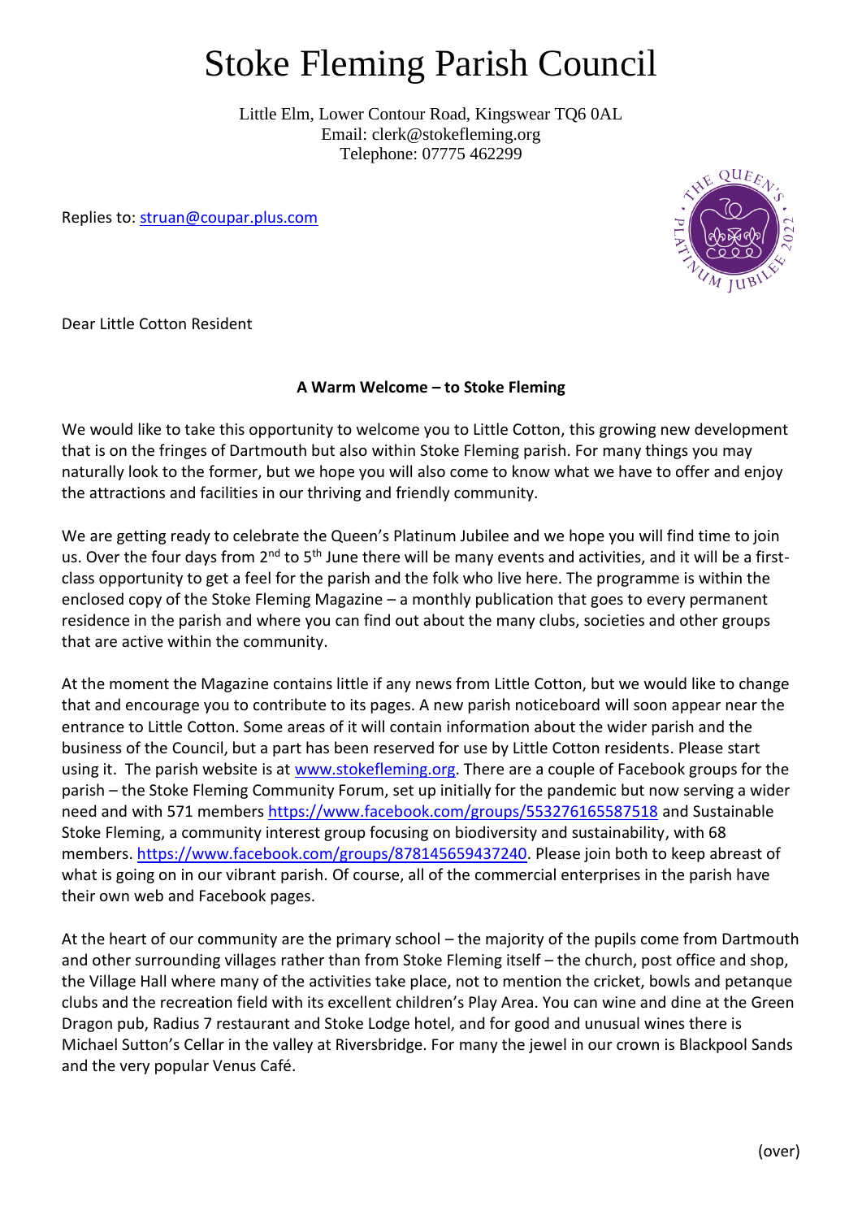# Stoke Fleming Parish Council

Little Elm, Lower Contour Road, Kingswear TQ6 0AL
Email: clerk@stokefleming.org
Telephone: 07775 462299

Replies to: struan@coupar.plus.com

Dear Little Cotton Resident

**A Warm Welcome – to Stoke Fleming**

We would like to take this opportunity to welcome you to Little Cotton, this growing new development that is on the fringes of Dartmouth but also within Stoke Fleming parish. For many things you may naturally look to the former, but we hope you will also come to know what we have to offer and enjoy the attractions and facilities in our thriving and friendly community.

We are getting ready to celebrate the Queen's Platinum Jubilee and we hope you will find time to join us. Over the four days from 2nd to 5th June there will be many events and activities, and it will be a first-class opportunity to get a feel for the parish and the folk who live here. The programme is within the enclosed copy of the Stoke Fleming Magazine – a monthly publication that goes to every permanent residence in the parish and where you can find out about the many clubs, societies and other groups that are active within the community.

At the moment the Magazine contains little if any news from Little Cotton, but we would like to change that and encourage you to contribute to its pages. A new parish noticeboard will soon appear near the entrance to Little Cotton. Some areas of it will contain information about the wider parish and the business of the Council, but a part has been reserved for use by Little Cotton residents. Please start using it. The parish website is at www.stokefleming.org. There are a couple of Facebook groups for the parish – the Stoke Fleming Community Forum, set up initially for the pandemic but now serving a wider need and with 571 members https://www.facebook.com/groups/553276165587518 and Sustainable Stoke Fleming, a community interest group focusing on biodiversity and sustainability, with 68 members. https://www.facebook.com/groups/878145659437240. Please join both to keep abreast of what is going on in our vibrant parish. Of course, all of the commercial enterprises in the parish have their own web and Facebook pages.

At the heart of our community are the primary school – the majority of the pupils come from Dartmouth and other surrounding villages rather than from Stoke Fleming itself – the church, post office and shop, the Village Hall where many of the activities take place, not to mention the cricket, bowls and petanque clubs and the recreation field with its excellent children's Play Area. You can wine and dine at the Green Dragon pub, Radius 7 restaurant and Stoke Lodge hotel, and for good and unusual wines there is Michael Sutton's Cellar in the valley at Riversbridge. For many the jewel in our crown is Blackpool Sands and the very popular Venus Café.

(over)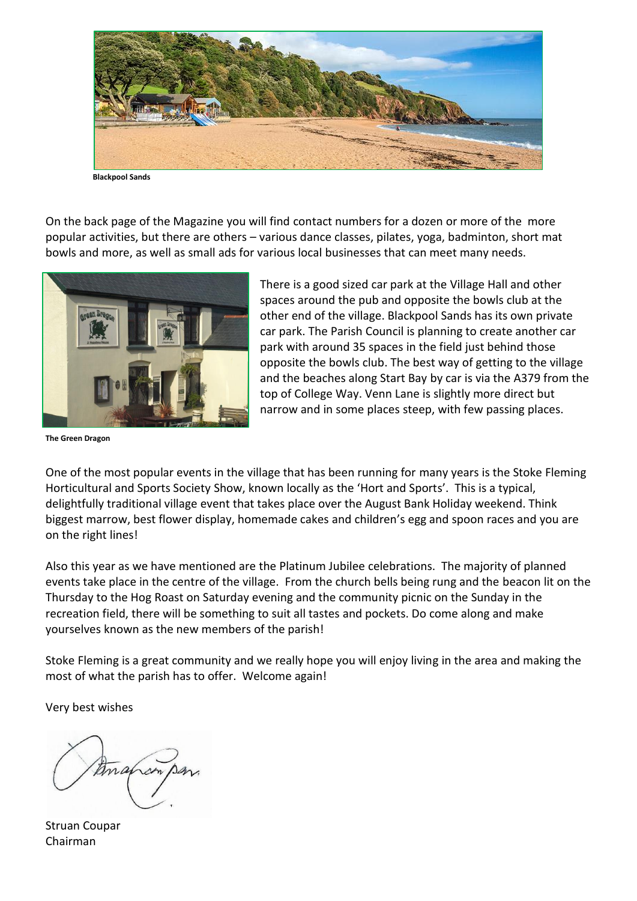Blackpool Sands

On the back page of the Magazine you will find contact numbers for a dozen or more of the more popular activities, but there are others – various dance classes, pilates, yoga, badminton, short mat bowls and more, as well as small ads for various local businesses that can meet many needs.

There is a good sized car park at the Village Hall and other spaces around the pub and opposite the bowls club at the other end of the village. Blackpool Sands has its own private car park. The Parish Council is planning to create another car park with around 35 spaces in the field just behind those opposite the bowls club. The best way of getting to the village and the beaches along Start Bay by car is via the A379 from the top of College Way. Venn Lane is slightly more direct but narrow and in some places steep, with few passing places.

The Green Dragon

One of the most popular events in the village that has been running for many years is the Stoke Fleming Horticultural and Sports Society Show, known locally as the 'Hort and Sports'. This is a typical, delightfully traditional village event that takes place over the August Bank Holiday weekend. Think biggest marrow, best flower display, homemade cakes and children's egg and spoon races and you are on the right lines!

Also this year as we have mentioned are the Platinum Jubilee celebrations. The majority of planned events take place in the centre of the village. From the church bells being rung and the beacon lit on the Thursday to the Hog Roast on Saturday evening and the community picnic on the Sunday in the recreation field, there will be something to suit all tastes and pockets. Do come along and make yourselves known as the new members of the parish!

Stoke Fleming is a great community and we really hope you will enjoy living in the area and making the most of what the parish has to offer. Welcome again!

Very best wishes

Struan Coupar
Chairman